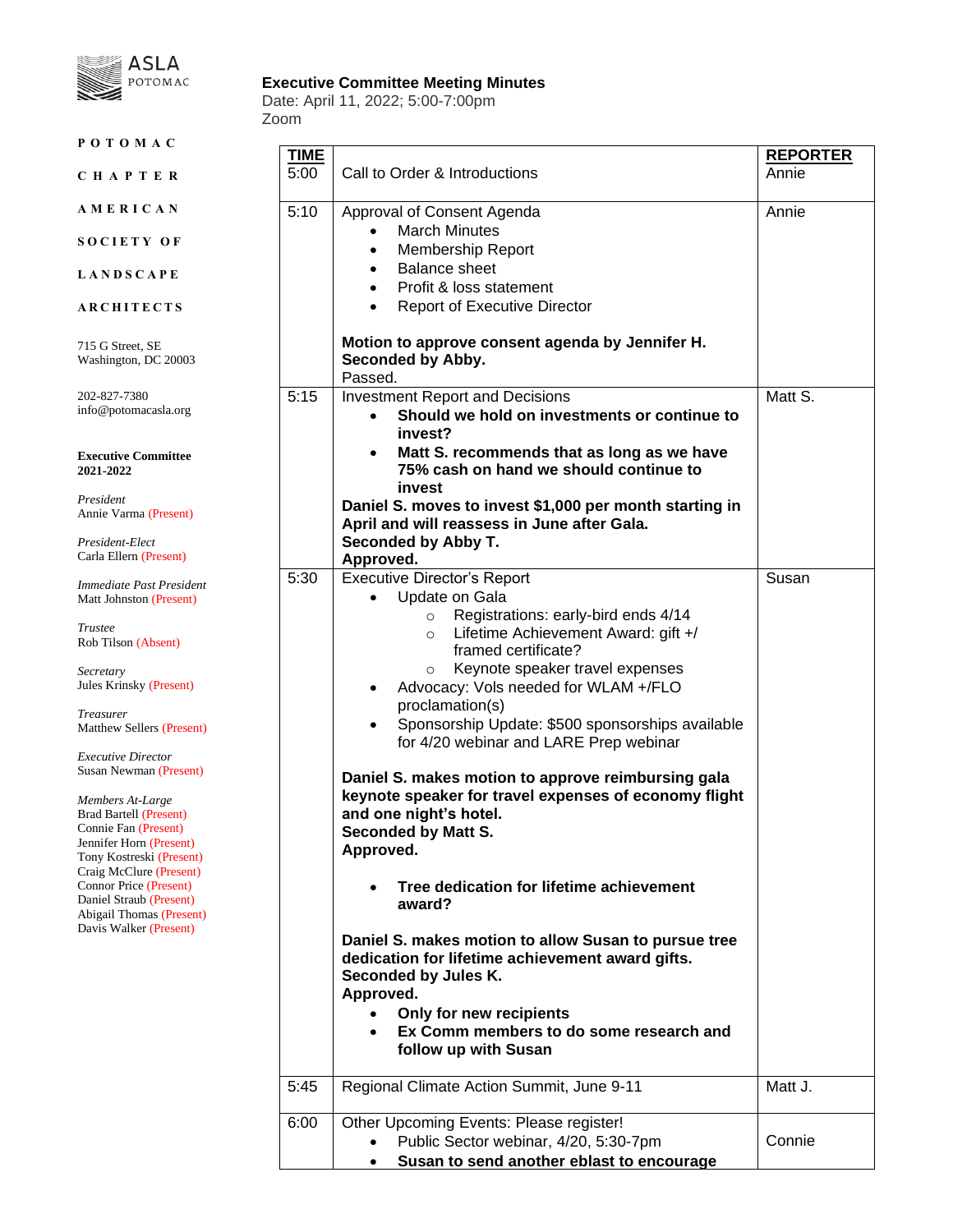ASLA POTOMAC

POTOMAC CHAPTER AMERICAN SOCIETY OF LANDSCAPE ARCHITECTS

715 G Street, SE
Washington, DC 20003

202-827-7380
info@potomacasla.org

**Executive Committee 2021-2022**

*President*
Annie Varma (Present)

*President-Elect*
Carla Ellern (Present)

*Immediate Past President*
Matt Johnston (Present)

*Trustee*
Rob Tilson (Absent)

*Secretary*
Jules Krinsky (Present)

*Treasurer*
Matthew Sellers (Present)

*Executive Director*
Susan Newman (Present)

*Members At-Large*
Brad Bartell (Present)
Connie Fan (Present)
Jennifer Horn (Present)
Tony Kostreski (Present)
Craig McClure (Present)
Connor Price (Present)
Daniel Straub (Present)
Abigail Thomas (Present)
Davis Walker (Present)

**Executive Committee Meeting Minutes**
Date: April 11, 2022; 5:00-7:00pm
Zoom

| TIME | | REPORTER |
|---|---|---|
| 5:00 | Call to Order & Introductions | Annie |
| 5:10 | Approval of Consent Agenda<br>• March Minutes<br>• Membership Report<br>• Balance sheet<br>• Profit & loss statement<br>• Report of Executive Director<br><br>**Motion to approve consent agenda by Jennifer H. Seconded by Abby.**<br>Passed. | Annie |
| 5:15 | Investment Report and Decisions<br>• **Should we hold on investments or continue to invest?**<br>• **Matt S. recommends that as long as we have 75% cash on hand we should continue to invest**<br>**Daniel S. moves to invest $1,000 per month starting in April and will reassess in June after Gala. Seconded by Abby T. Approved.** | Matt S. |
| 5:30 | Executive Director's Report<br>• Update on Gala<br>  ◦ Registrations: early-bird ends 4/14<br>  ◦ Lifetime Achievement Award: gift +/ framed certificate?<br>  ◦ Keynote speaker travel expenses<br>• Advocacy: Vols needed for WLAM +/FLO proclamation(s)<br>• Sponsorship Update: $500 sponsorships available for 4/20 webinar and LARE Prep webinar<br><br>**Daniel S. makes motion to approve reimbursing gala keynote speaker for travel expenses of economy flight and one night's hotel. Seconded by Matt S. Approved.**<br><br>• **Tree dedication for lifetime achievement award?**<br><br>**Daniel S. makes motion to allow Susan to pursue tree dedication for lifetime achievement award gifts. Seconded by Jules K. Approved.**<br>• **Only for new recipients**<br>• **Ex Comm members to do some research and follow up with Susan** | Susan |
| 5:45 | Regional Climate Action Summit, June 9-11 | Matt J. |
| 6:00 | Other Upcoming Events: Please register!<br>• Public Sector webinar, 4/20, 5:30-7pm<br>• **Susan to send another eblast to encourage** | Connie |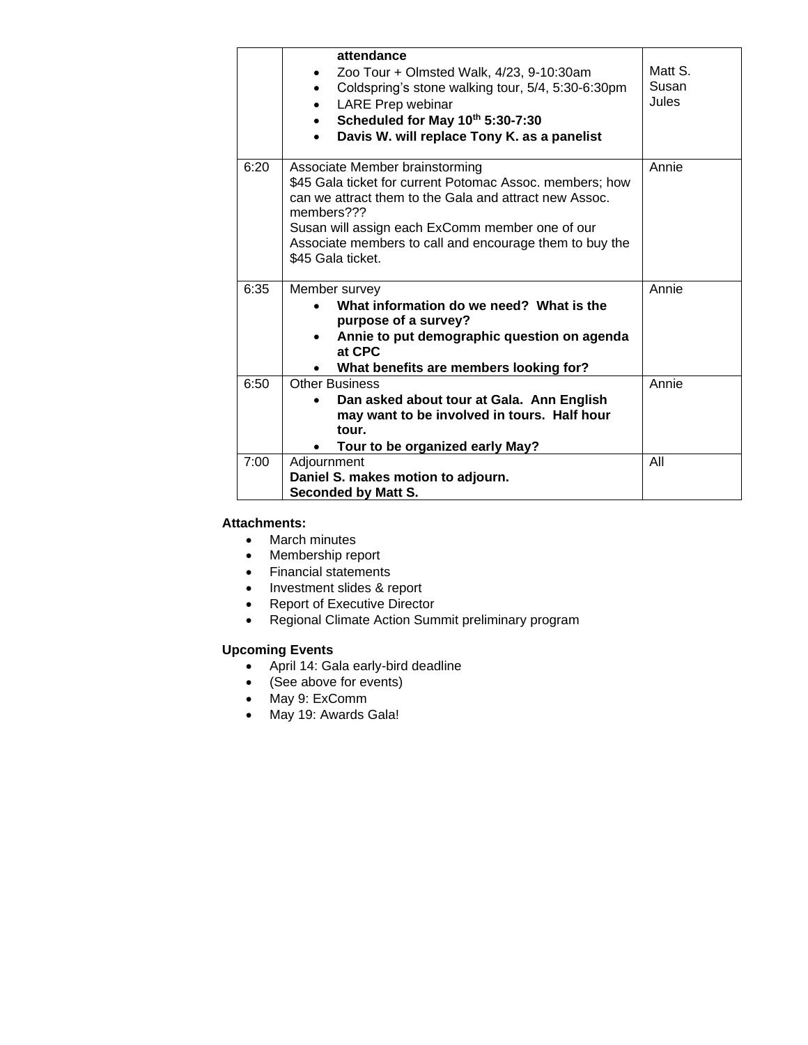| | | |
|---|---|---|
| | **attendance**<br>• Zoo Tour + Olmsted Walk, 4/23, 9-10:30am<br>• Coldspring's stone walking tour, 5/4, 5:30-6:30pm<br>• LARE Prep webinar<br>• **Scheduled for May 10th 5:30-7:30**<br>• **Davis W. will replace Tony K. as a panelist** | Matt S.<br>Susan<br>Jules |
| 6:20 | Associate Member brainstorming<br>$45 Gala ticket for current Potomac Assoc. members; how can we attract them to the Gala and attract new Assoc. members???<br>Susan will assign each ExComm member one of our Associate members to call and encourage them to buy the $45 Gala ticket. | Annie |
| 6:35 | Member survey<br>• **What information do we need? What is the purpose of a survey?**<br>• **Annie to put demographic question on agenda at CPC**<br>• **What benefits are members looking for?** | Annie |
| 6:50 | Other Business<br>• **Dan asked about tour at Gala. Ann English may want to be involved in tours. Half hour tour.**<br>• **Tour to be organized early May?** | Annie |
| 7:00 | Adjournment<br>**Daniel S. makes motion to adjourn.**<br>**Seconded by Matt S.** | All |

**Attachments:**

- March minutes
- Membership report
- Financial statements
- Investment slides & report
- Report of Executive Director
- Regional Climate Action Summit preliminary program

**Upcoming Events**

- April 14: Gala early-bird deadline
- (See above for events)
- May 9: ExComm
- May 19: Awards Gala!